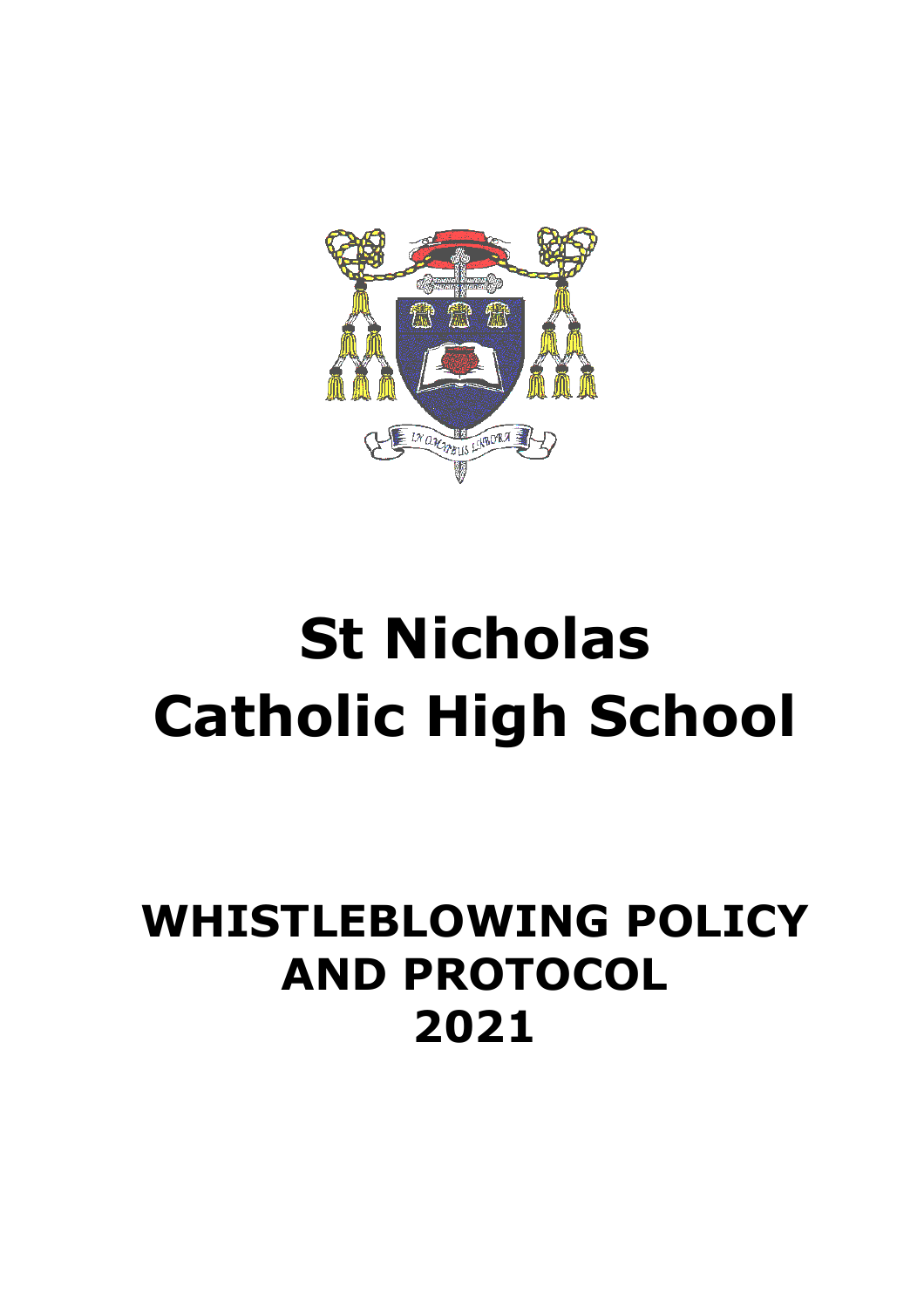# St Nicholas Catholic High School

## WHISTLEBLOWING POLICY AND PROTOCOL 2021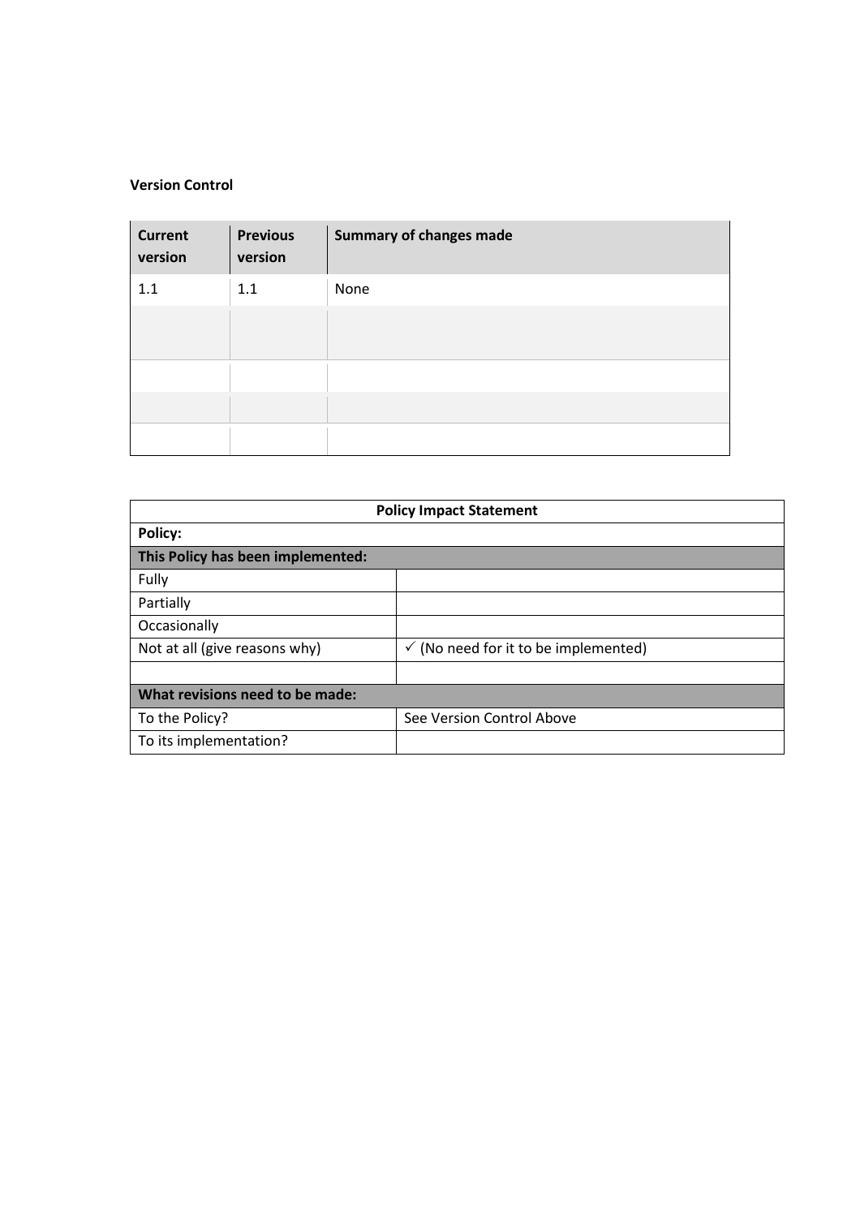**Version Control**

| Current version | Previous version | Summary of changes made |
|---|---|---|
| 1.1 | 1.1 | None |
| | | |
| | | |
| | | |
| | | |

| Policy Impact Statement | |
|---|---|
| **Policy:** | |
| **This Policy has been implemented:** | |
| Fully | |
| Partially | |
| Occasionally | |
| Not at all (give reasons why) | ✓ (No need for it to be implemented) |
| | |
| **What revisions need to be made:** | |
| To the Policy? | See Version Control Above |
| To its implementation? | |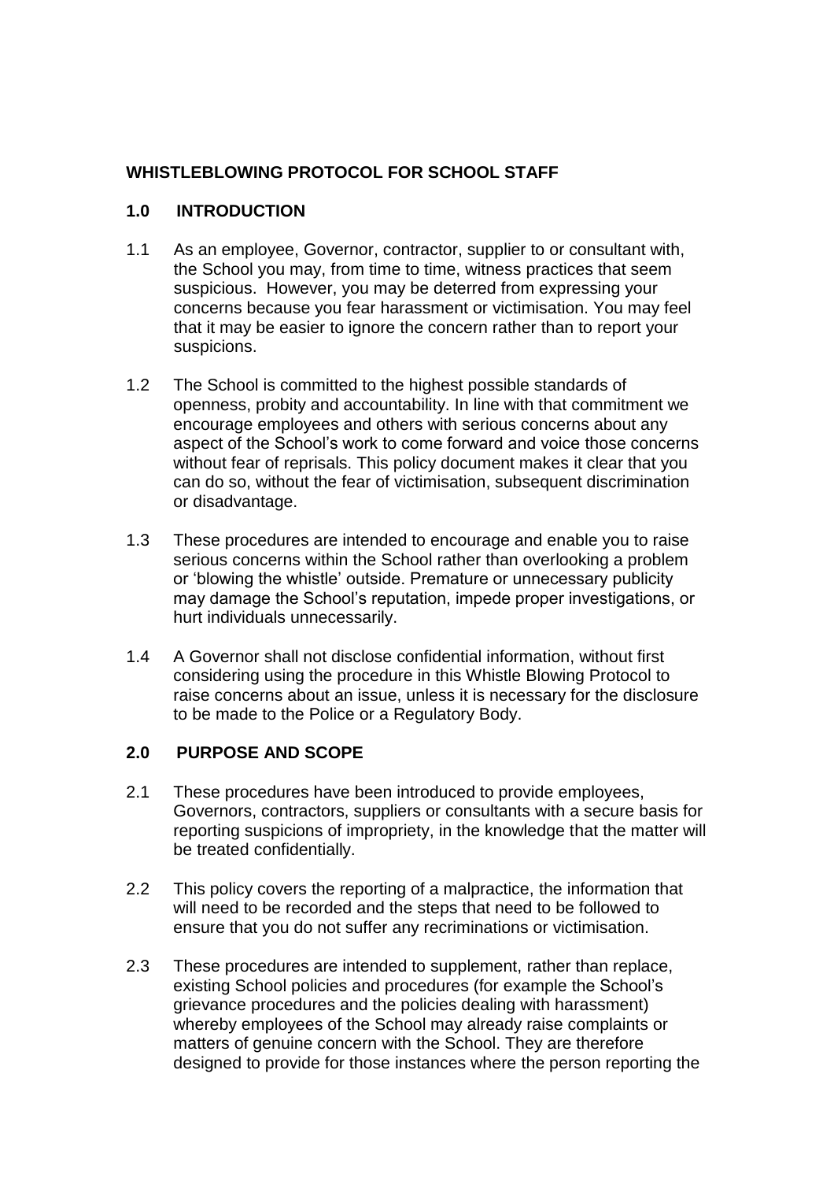## WHISTLEBLOWING PROTOCOL FOR SCHOOL STAFF

### 1.0 INTRODUCTION

1.1 As an employee, Governor, contractor, supplier to or consultant with, the School you may, from time to time, witness practices that seem suspicious. However, you may be deterred from expressing your concerns because you fear harassment or victimisation. You may feel that it may be easier to ignore the concern rather than to report your suspicions.

1.2 The School is committed to the highest possible standards of openness, probity and accountability. In line with that commitment we encourage employees and others with serious concerns about any aspect of the School's work to come forward and voice those concerns without fear of reprisals. This policy document makes it clear that you can do so, without the fear of victimisation, subsequent discrimination or disadvantage.

1.3 These procedures are intended to encourage and enable you to raise serious concerns within the School rather than overlooking a problem or 'blowing the whistle' outside. Premature or unnecessary publicity may damage the School's reputation, impede proper investigations, or hurt individuals unnecessarily.

1.4 A Governor shall not disclose confidential information, without first considering using the procedure in this Whistle Blowing Protocol to raise concerns about an issue, unless it is necessary for the disclosure to be made to the Police or a Regulatory Body.

### 2.0 PURPOSE AND SCOPE

2.1 These procedures have been introduced to provide employees, Governors, contractors, suppliers or consultants with a secure basis for reporting suspicions of impropriety, in the knowledge that the matter will be treated confidentially.

2.2 This policy covers the reporting of a malpractice, the information that will need to be recorded and the steps that need to be followed to ensure that you do not suffer any recriminations or victimisation.

2.3 These procedures are intended to supplement, rather than replace, existing School policies and procedures (for example the School's grievance procedures and the policies dealing with harassment) whereby employees of the School may already raise complaints or matters of genuine concern with the School. They are therefore designed to provide for those instances where the person reporting the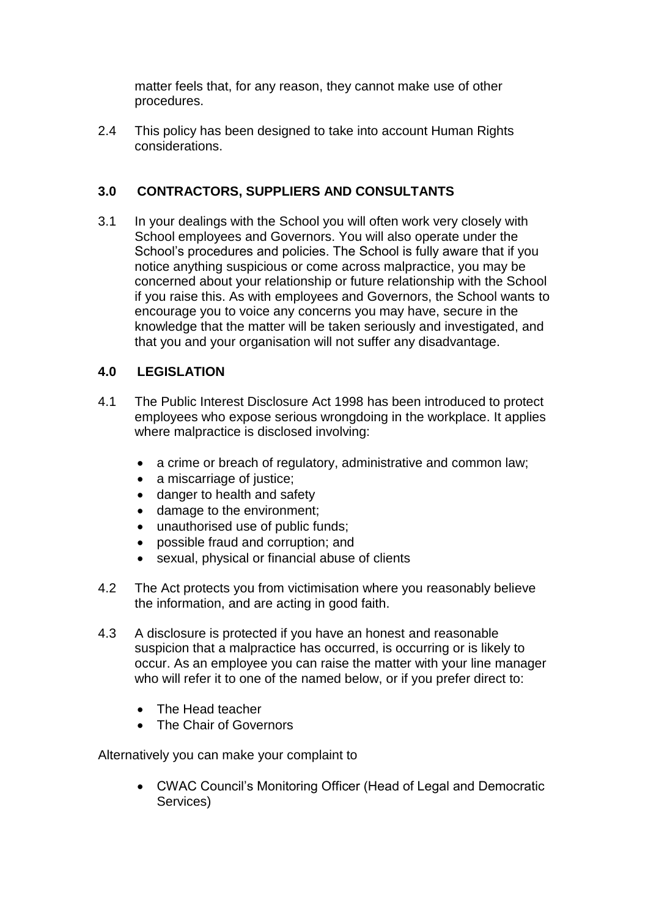matter feels that, for any reason, they cannot make use of other procedures.

2.4 This policy has been designed to take into account Human Rights considerations.

## 3.0 CONTRACTORS, SUPPLIERS AND CONSULTANTS

3.1 In your dealings with the School you will often work very closely with School employees and Governors. You will also operate under the School's procedures and policies. The School is fully aware that if you notice anything suspicious or come across malpractice, you may be concerned about your relationship or future relationship with the School if you raise this. As with employees and Governors, the School wants to encourage you to voice any concerns you may have, secure in the knowledge that the matter will be taken seriously and investigated, and that you and your organisation will not suffer any disadvantage.

## 4.0 LEGISLATION

4.1 The Public Interest Disclosure Act 1998 has been introduced to protect employees who expose serious wrongdoing in the workplace. It applies where malpractice is disclosed involving:

- a crime or breach of regulatory, administrative and common law;
- a miscarriage of justice;
- danger to health and safety
- damage to the environment;
- unauthorised use of public funds;
- possible fraud and corruption; and
- sexual, physical or financial abuse of clients

4.2 The Act protects you from victimisation where you reasonably believe the information, and are acting in good faith.

4.3 A disclosure is protected if you have an honest and reasonable suspicion that a malpractice has occurred, is occurring or is likely to occur. As an employee you can raise the matter with your line manager who will refer it to one of the named below, or if you prefer direct to:

- The Head teacher
- The Chair of Governors

Alternatively you can make your complaint to

- CWAC Council's Monitoring Officer (Head of Legal and Democratic Services)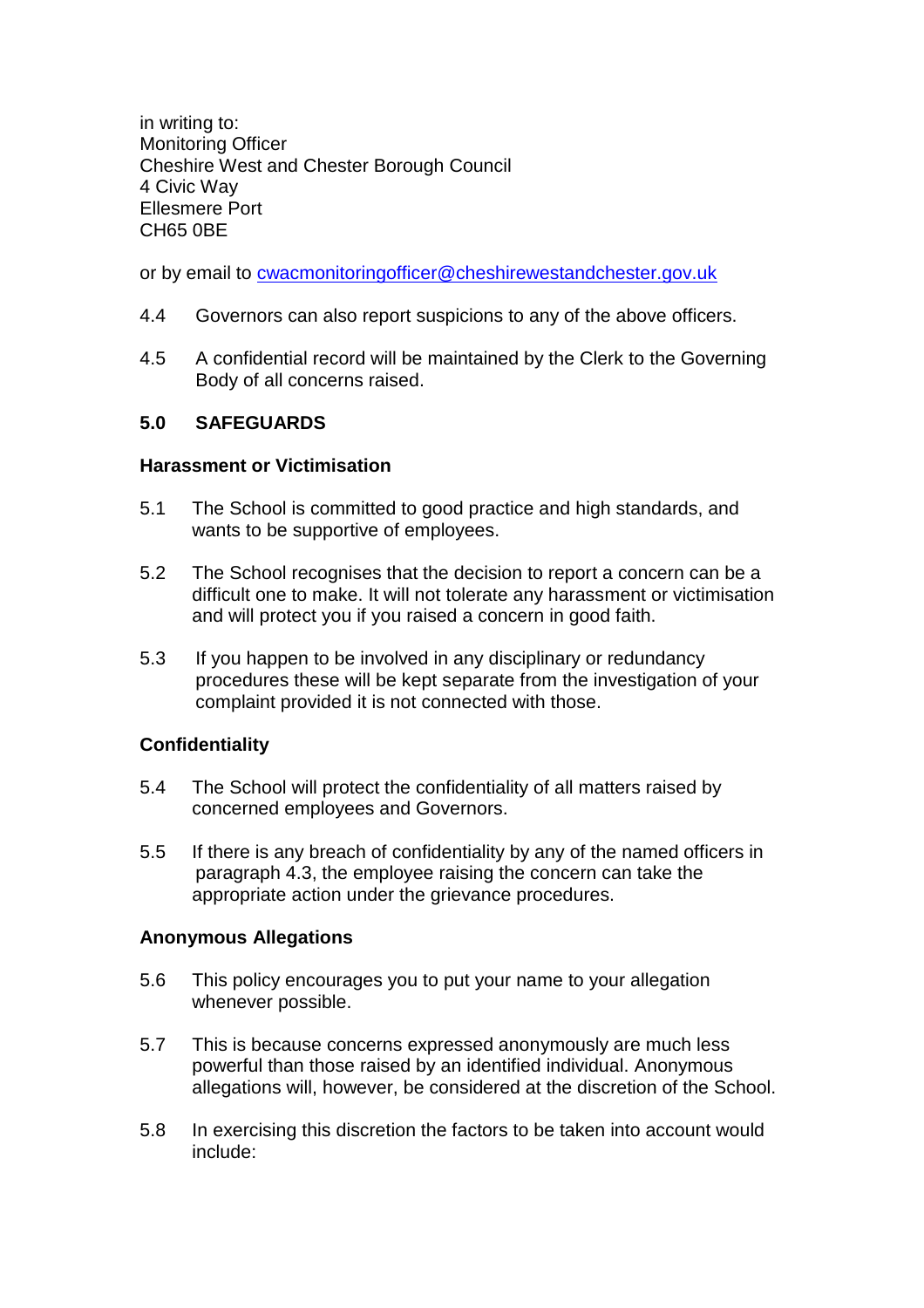in writing to:
Monitoring Officer
Cheshire West and Chester Borough Council
4 Civic Way
Ellesmere Port
CH65 0BE

or by email to cwacmonitoringofficer@cheshirewestandchester.gov.uk

4.4 Governors can also report suspicions to any of the above officers.

4.5 A confidential record will be maintained by the Clerk to the Governing Body of all concerns raised.

## 5.0 SAFEGUARDS

### Harassment or Victimisation

5.1 The School is committed to good practice and high standards, and wants to be supportive of employees.

5.2 The School recognises that the decision to report a concern can be a difficult one to make. It will not tolerate any harassment or victimisation and will protect you if you raised a concern in good faith.

5.3 If you happen to be involved in any disciplinary or redundancy procedures these will be kept separate from the investigation of your complaint provided it is not connected with those.

### Confidentiality

5.4 The School will protect the confidentiality of all matters raised by concerned employees and Governors.

5.5 If there is any breach of confidentiality by any of the named officers in paragraph 4.3, the employee raising the concern can take the appropriate action under the grievance procedures.

### Anonymous Allegations

5.6 This policy encourages you to put your name to your allegation whenever possible.

5.7 This is because concerns expressed anonymously are much less powerful than those raised by an identified individual. Anonymous allegations will, however, be considered at the discretion of the School.

5.8 In exercising this discretion the factors to be taken into account would include: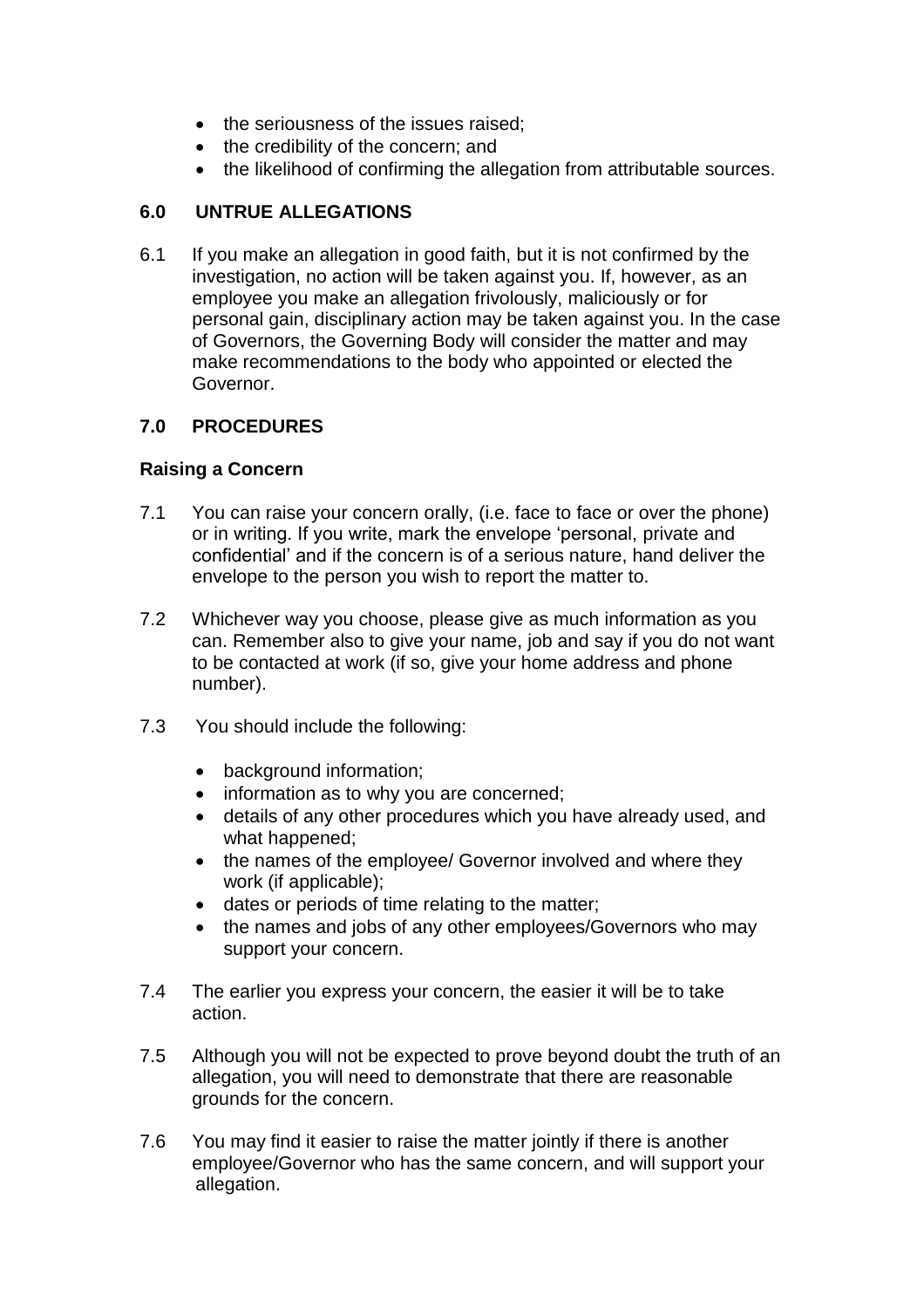- the seriousness of the issues raised;
- the credibility of the concern; and
- the likelihood of confirming the allegation from attributable sources.

## 6.0 UNTRUE ALLEGATIONS

6.1 If you make an allegation in good faith, but it is not confirmed by the investigation, no action will be taken against you. If, however, as an employee you make an allegation frivolously, maliciously or for personal gain, disciplinary action may be taken against you. In the case of Governors, the Governing Body will consider the matter and may make recommendations to the body who appointed or elected the Governor.

## 7.0 PROCEDURES

### Raising a Concern

7.1 You can raise your concern orally, (i.e. face to face or over the phone) or in writing. If you write, mark the envelope 'personal, private and confidential' and if the concern is of a serious nature, hand deliver the envelope to the person you wish to report the matter to.

7.2 Whichever way you choose, please give as much information as you can. Remember also to give your name, job and say if you do not want to be contacted at work (if so, give your home address and phone number).

7.3 You should include the following:

- background information;
- information as to why you are concerned;
- details of any other procedures which you have already used, and what happened;
- the names of the employee/ Governor involved and where they work (if applicable);
- dates or periods of time relating to the matter;
- the names and jobs of any other employees/Governors who may support your concern.

7.4 The earlier you express your concern, the easier it will be to take action.

7.5 Although you will not be expected to prove beyond doubt the truth of an allegation, you will need to demonstrate that there are reasonable grounds for the concern.

7.6 You may find it easier to raise the matter jointly if there is another employee/Governor who has the same concern, and will support your allegation.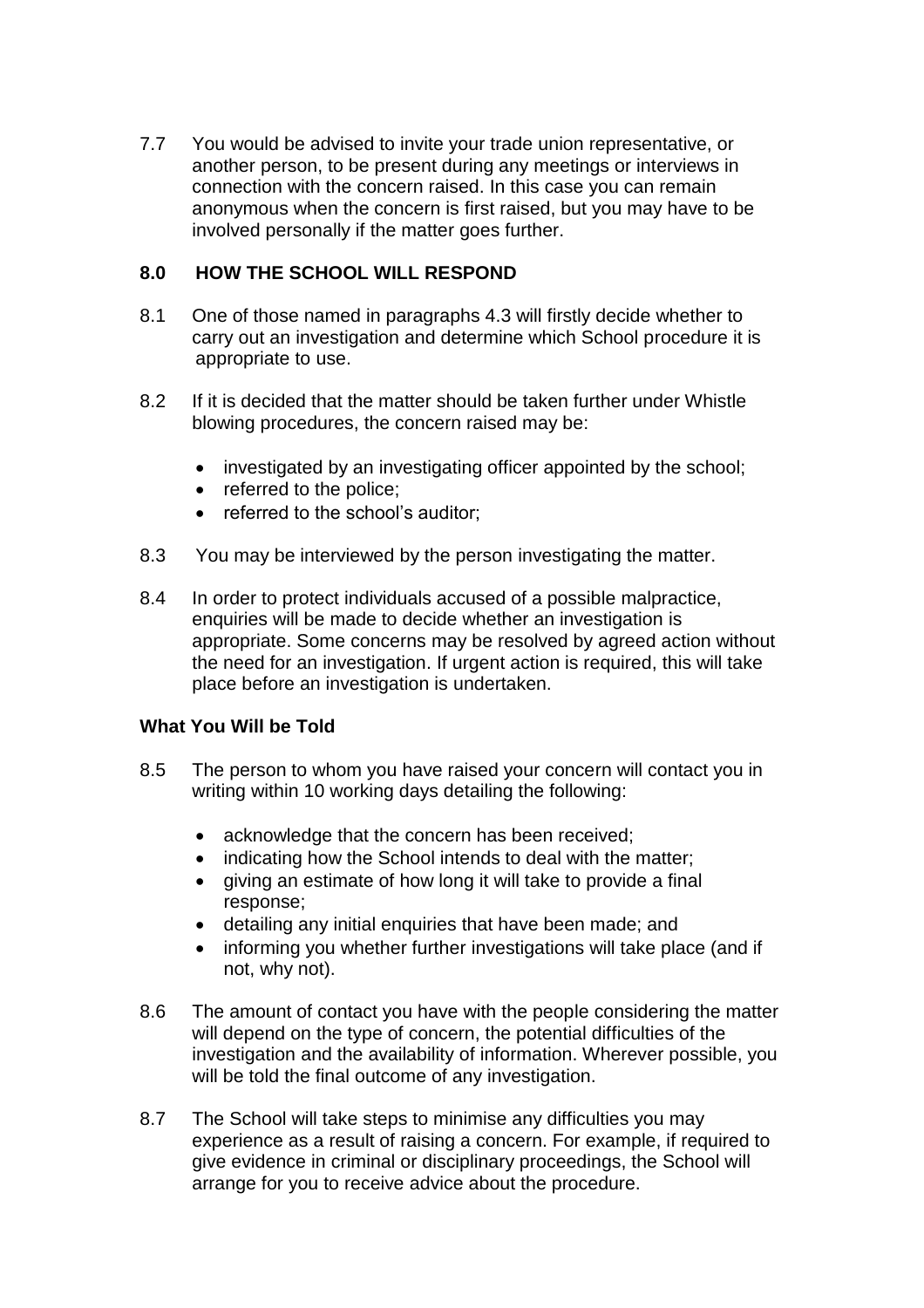7.7 You would be advised to invite your trade union representative, or another person, to be present during any meetings or interviews in connection with the concern raised. In this case you can remain anonymous when the concern is first raised, but you may have to be involved personally if the matter goes further.

## 8.0 HOW THE SCHOOL WILL RESPOND

8.1 One of those named in paragraphs 4.3 will firstly decide whether to carry out an investigation and determine which School procedure it is appropriate to use.

8.2 If it is decided that the matter should be taken further under Whistle blowing procedures, the concern raised may be:

- investigated by an investigating officer appointed by the school;
- referred to the police;
- referred to the school's auditor;

8.3 You may be interviewed by the person investigating the matter.

8.4 In order to protect individuals accused of a possible malpractice, enquiries will be made to decide whether an investigation is appropriate. Some concerns may be resolved by agreed action without the need for an investigation. If urgent action is required, this will take place before an investigation is undertaken.

### What You Will be Told

8.5 The person to whom you have raised your concern will contact you in writing within 10 working days detailing the following:

- acknowledge that the concern has been received;
- indicating how the School intends to deal with the matter;
- giving an estimate of how long it will take to provide a final response;
- detailing any initial enquiries that have been made; and
- informing you whether further investigations will take place (and if not, why not).

8.6 The amount of contact you have with the people considering the matter will depend on the type of concern, the potential difficulties of the investigation and the availability of information. Wherever possible, you will be told the final outcome of any investigation.

8.7 The School will take steps to minimise any difficulties you may experience as a result of raising a concern. For example, if required to give evidence in criminal or disciplinary proceedings, the School will arrange for you to receive advice about the procedure.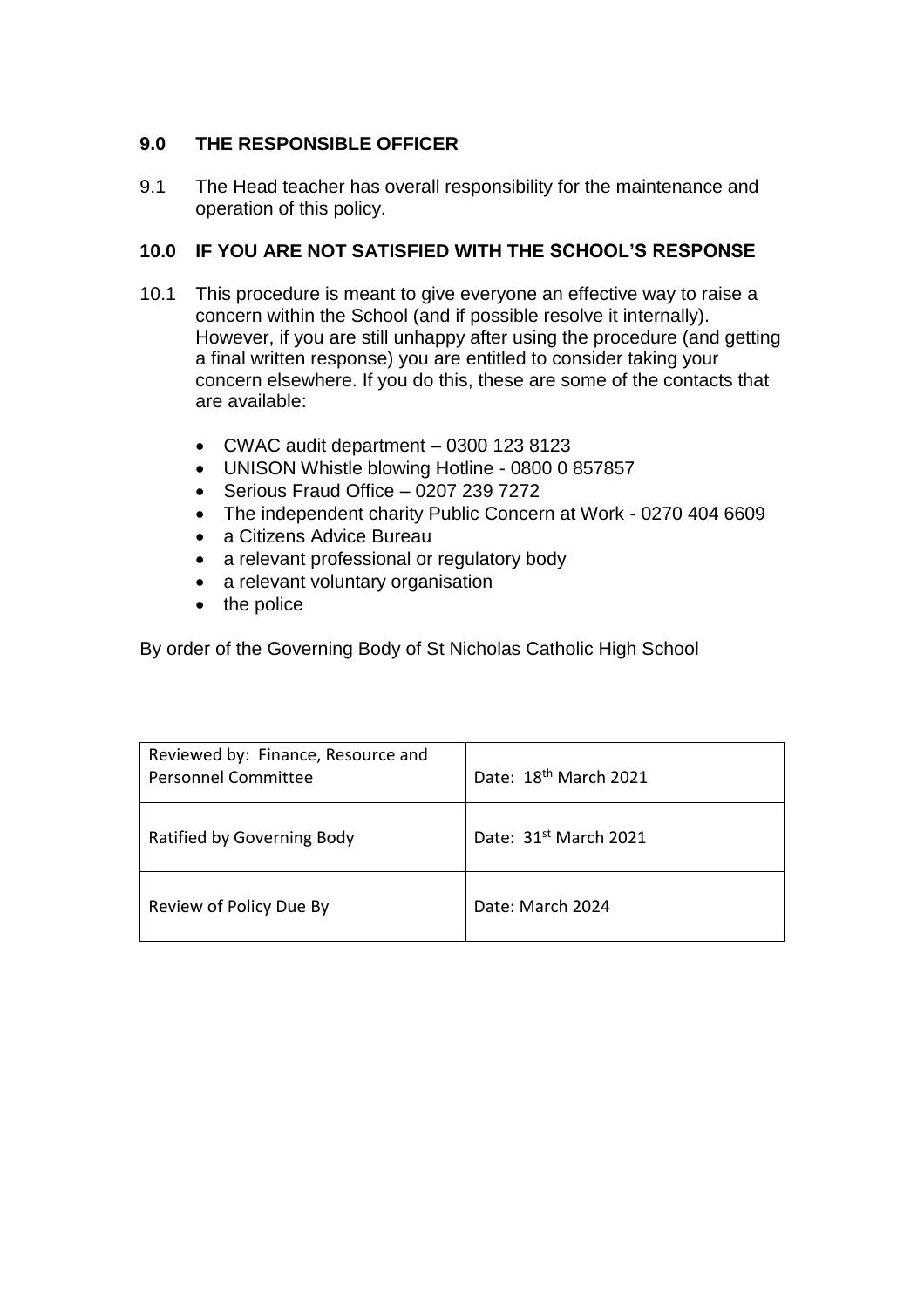## 9.0 THE RESPONSIBLE OFFICER

9.1 The Head teacher has overall responsibility for the maintenance and operation of this policy.

## 10.0 IF YOU ARE NOT SATISFIED WITH THE SCHOOL'S RESPONSE

10.1 This procedure is meant to give everyone an effective way to raise a concern within the School (and if possible resolve it internally). However, if you are still unhappy after using the procedure (and getting a final written response) you are entitled to consider taking your concern elsewhere. If you do this, these are some of the contacts that are available:

- CWAC audit department – 0300 123 8123
- UNISON Whistle blowing Hotline - 0800 0 857857
- Serious Fraud Office – 0207 239 7272
- The independent charity Public Concern at Work - 0270 404 6609
- a Citizens Advice Bureau
- a relevant professional or regulatory body
- a relevant voluntary organisation
- the police

By order of the Governing Body of St Nicholas Catholic High School

| | |
|---|---|
| Reviewed by: Finance, Resource and Personnel Committee | Date: 18th March 2021 |
| Ratified by Governing Body | Date: 31st March 2021 |
| Review of Policy Due By | Date: March 2024 |